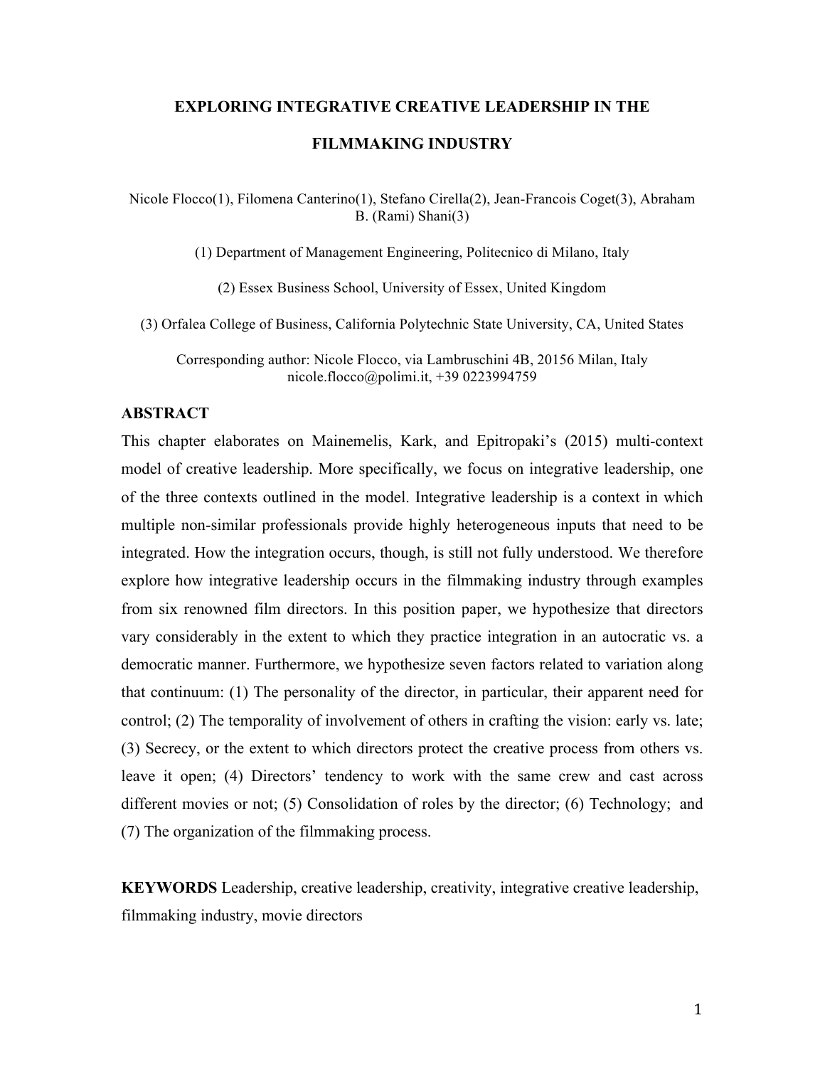# EXPLORING INTEGRATIVE CREATIVE LEADERSHIP IN THE FILMMAKING INDUSTRY

Nicole Flocco(1), Filomena Canterino(1), Stefano Cirella(2), Jean-Francois Coget(3), Abraham B. (Rami) Shani(3)

(1) Department of Management Engineering, Politecnico di Milano, Italy

(2) Essex Business School, University of Essex, United Kingdom

(3) Orfalea College of Business, California Polytechnic State University, CA, United States

Corresponding author: Nicole Flocco, via Lambruschini 4B, 20156 Milan, Italy
nicole.flocco@polimi.it, +39 0223994759

## ABSTRACT

This chapter elaborates on Mainemelis, Kark, and Epitropaki's (2015) multi-context model of creative leadership. More specifically, we focus on integrative leadership, one of the three contexts outlined in the model. Integrative leadership is a context in which multiple non-similar professionals provide highly heterogeneous inputs that need to be integrated. How the integration occurs, though, is still not fully understood. We therefore explore how integrative leadership occurs in the filmmaking industry through examples from six renowned film directors. In this position paper, we hypothesize that directors vary considerably in the extent to which they practice integration in an autocratic vs. a democratic manner. Furthermore, we hypothesize seven factors related to variation along that continuum: (1) The personality of the director, in particular, their apparent need for control; (2) The temporality of involvement of others in crafting the vision: early vs. late; (3) Secrecy, or the extent to which directors protect the creative process from others vs. leave it open; (4) Directors' tendency to work with the same crew and cast across different movies or not; (5) Consolidation of roles by the director; (6) Technology; and (7) The organization of the filmmaking process.

**KEYWORDS** Leadership, creative leadership, creativity, integrative creative leadership, filmmaking industry, movie directors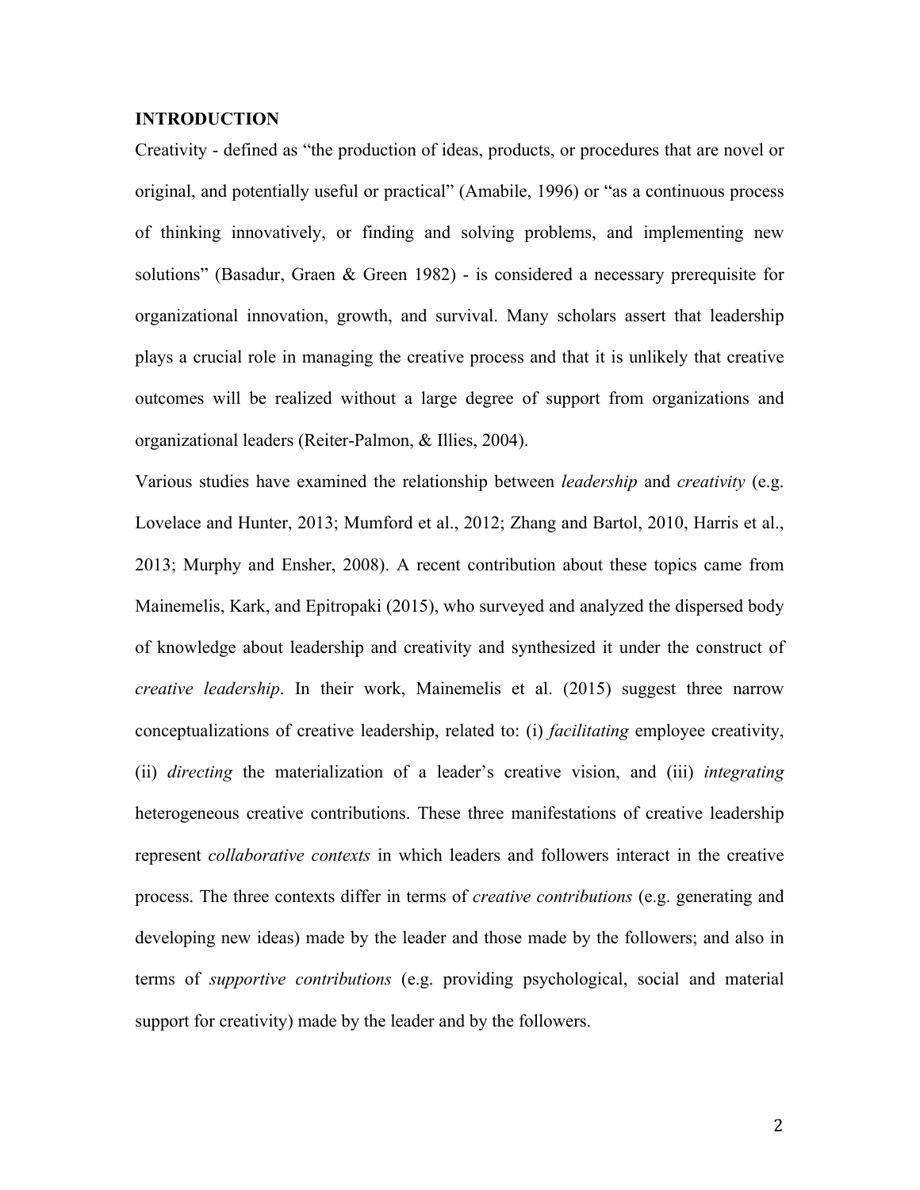## INTRODUCTION

Creativity - defined as "the production of ideas, products, or procedures that are novel or original, and potentially useful or practical" (Amabile, 1996) or "as a continuous process of thinking innovatively, or finding and solving problems, and implementing new solutions" (Basadur, Graen & Green 1982) - is considered a necessary prerequisite for organizational innovation, growth, and survival. Many scholars assert that leadership plays a crucial role in managing the creative process and that it is unlikely that creative outcomes will be realized without a large degree of support from organizations and organizational leaders (Reiter-Palmon, & Illies, 2004).

Various studies have examined the relationship between *leadership* and *creativity* (e.g. Lovelace and Hunter, 2013; Mumford et al., 2012; Zhang and Bartol, 2010, Harris et al., 2013; Murphy and Ensher, 2008). A recent contribution about these topics came from Mainemelis, Kark, and Epitropaki (2015), who surveyed and analyzed the dispersed body of knowledge about leadership and creativity and synthesized it under the construct of *creative leadership*. In their work, Mainemelis et al. (2015) suggest three narrow conceptualizations of creative leadership, related to: (i) *facilitating* employee creativity, (ii) *directing* the materialization of a leader's creative vision, and (iii) *integrating* heterogeneous creative contributions. These three manifestations of creative leadership represent *collaborative contexts* in which leaders and followers interact in the creative process. The three contexts differ in terms of *creative contributions* (e.g. generating and developing new ideas) made by the leader and those made by the followers; and also in terms of *supportive contributions* (e.g. providing psychological, social and material support for creativity) made by the leader and by the followers.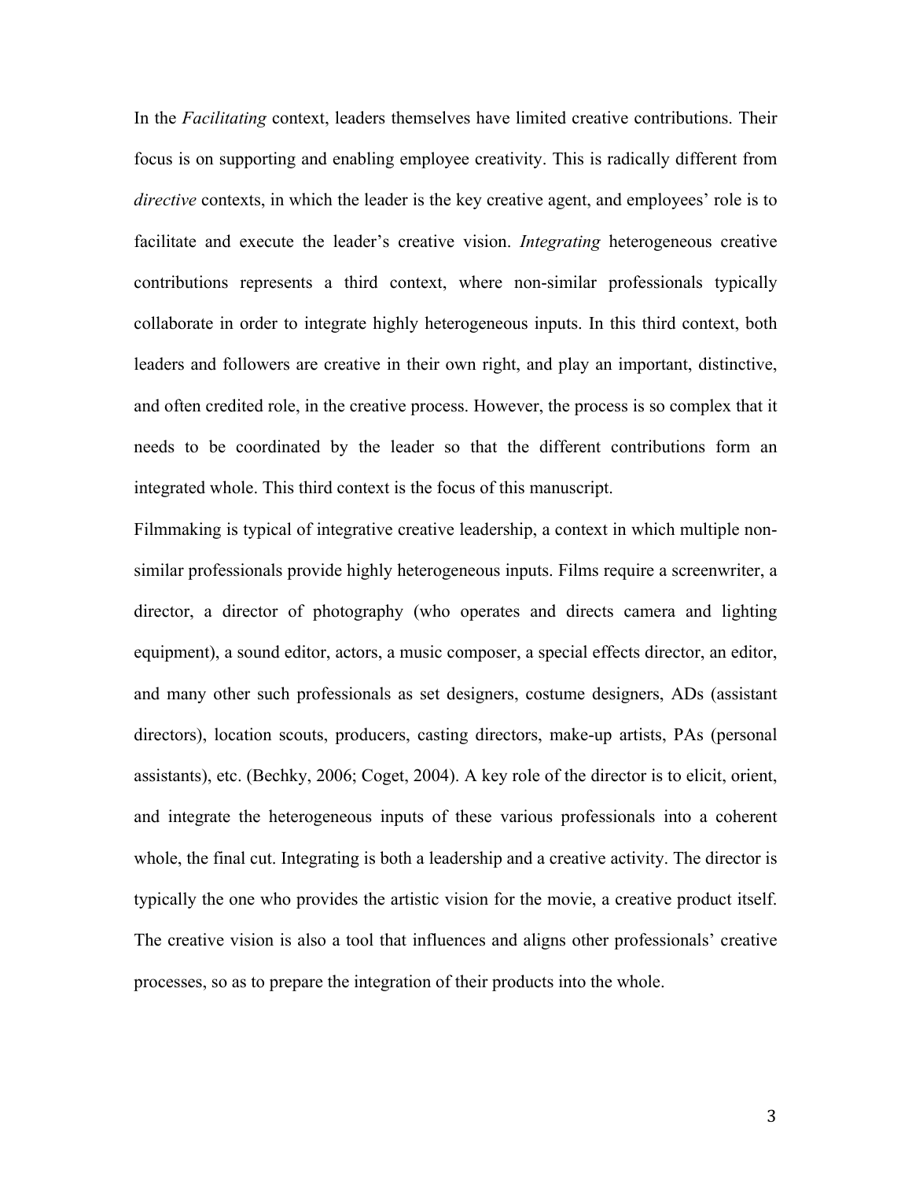In the *Facilitating* context, leaders themselves have limited creative contributions. Their focus is on supporting and enabling employee creativity. This is radically different from *directive* contexts, in which the leader is the key creative agent, and employees' role is to facilitate and execute the leader's creative vision. *Integrating* heterogeneous creative contributions represents a third context, where non-similar professionals typically collaborate in order to integrate highly heterogeneous inputs. In this third context, both leaders and followers are creative in their own right, and play an important, distinctive, and often credited role, in the creative process. However, the process is so complex that it needs to be coordinated by the leader so that the different contributions form an integrated whole. This third context is the focus of this manuscript.

Filmmaking is typical of integrative creative leadership, a context in which multiple non-similar professionals provide highly heterogeneous inputs. Films require a screenwriter, a director, a director of photography (who operates and directs camera and lighting equipment), a sound editor, actors, a music composer, a special effects director, an editor, and many other such professionals as set designers, costume designers, ADs (assistant directors), location scouts, producers, casting directors, make-up artists, PAs (personal assistants), etc. (Bechky, 2006; Coget, 2004). A key role of the director is to elicit, orient, and integrate the heterogeneous inputs of these various professionals into a coherent whole, the final cut. Integrating is both a leadership and a creative activity. The director is typically the one who provides the artistic vision for the movie, a creative product itself. The creative vision is also a tool that influences and aligns other professionals' creative processes, so as to prepare the integration of their products into the whole.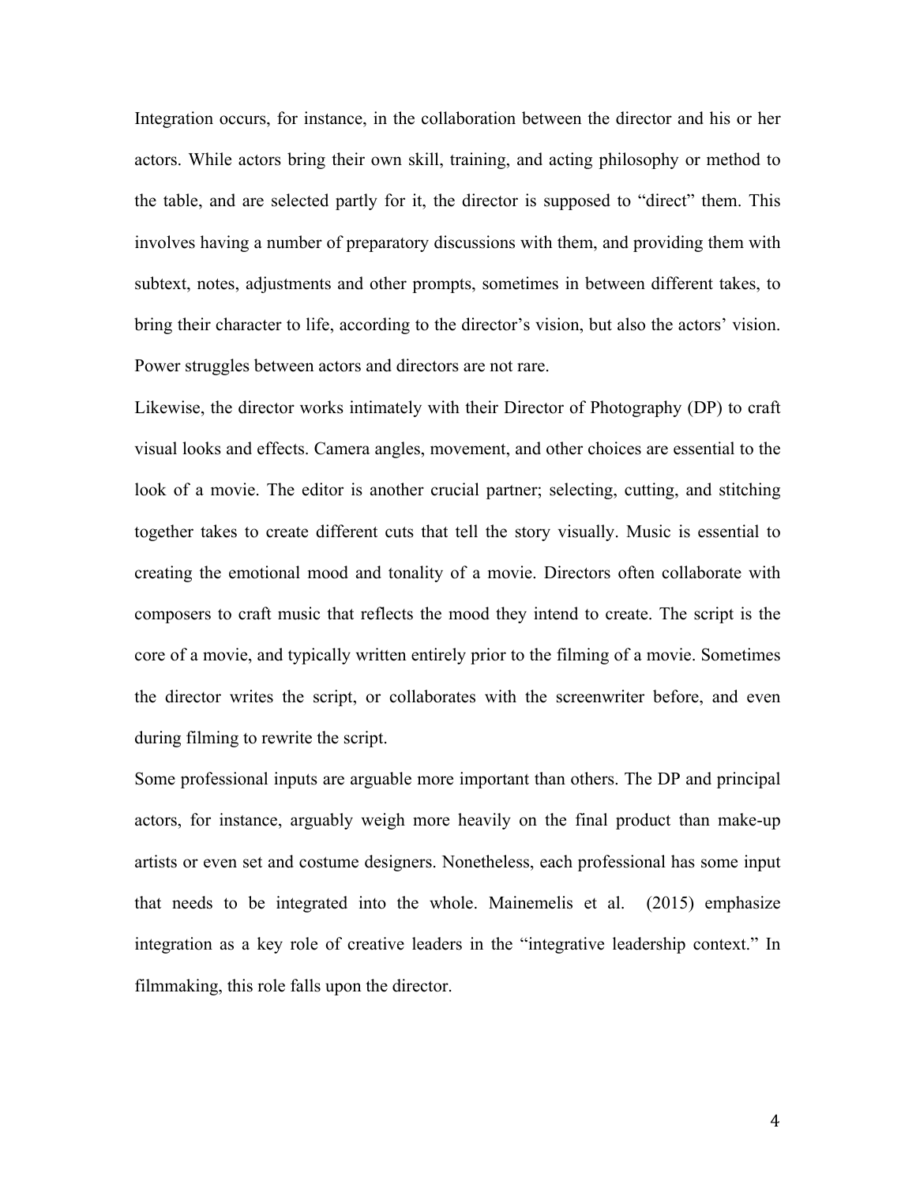Integration occurs, for instance, in the collaboration between the director and his or her actors. While actors bring their own skill, training, and acting philosophy or method to the table, and are selected partly for it, the director is supposed to "direct" them. This involves having a number of preparatory discussions with them, and providing them with subtext, notes, adjustments and other prompts, sometimes in between different takes, to bring their character to life, according to the director's vision, but also the actors' vision. Power struggles between actors and directors are not rare.

Likewise, the director works intimately with their Director of Photography (DP) to craft visual looks and effects. Camera angles, movement, and other choices are essential to the look of a movie. The editor is another crucial partner; selecting, cutting, and stitching together takes to create different cuts that tell the story visually. Music is essential to creating the emotional mood and tonality of a movie. Directors often collaborate with composers to craft music that reflects the mood they intend to create. The script is the core of a movie, and typically written entirely prior to the filming of a movie. Sometimes the director writes the script, or collaborates with the screenwriter before, and even during filming to rewrite the script.

Some professional inputs are arguable more important than others. The DP and principal actors, for instance, arguably weigh more heavily on the final product than make-up artists or even set and costume designers. Nonetheless, each professional has some input that needs to be integrated into the whole. Mainemelis et al. (2015) emphasize integration as a key role of creative leaders in the "integrative leadership context." In filmmaking, this role falls upon the director.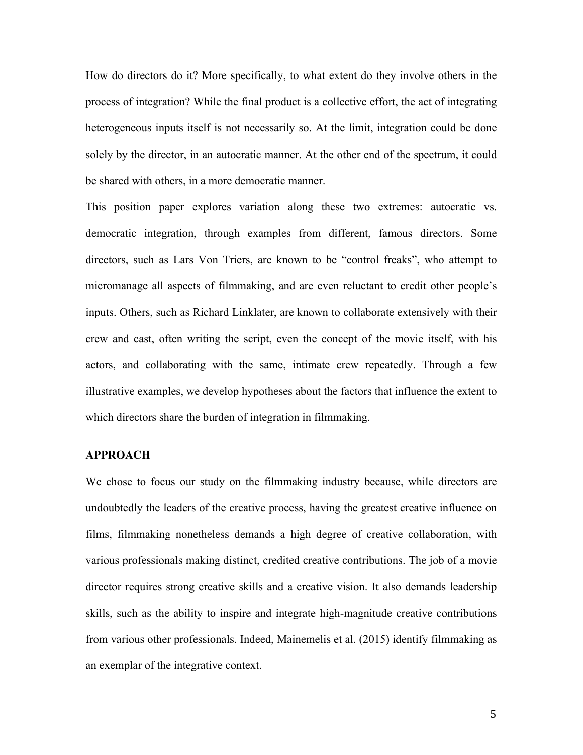How do directors do it? More specifically, to what extent do they involve others in the process of integration? While the final product is a collective effort, the act of integrating heterogeneous inputs itself is not necessarily so. At the limit, integration could be done solely by the director, in an autocratic manner. At the other end of the spectrum, it could be shared with others, in a more democratic manner.

This position paper explores variation along these two extremes: autocratic vs. democratic integration, through examples from different, famous directors. Some directors, such as Lars Von Triers, are known to be "control freaks", who attempt to micromanage all aspects of filmmaking, and are even reluctant to credit other people's inputs. Others, such as Richard Linklater, are known to collaborate extensively with their crew and cast, often writing the script, even the concept of the movie itself, with his actors, and collaborating with the same, intimate crew repeatedly. Through a few illustrative examples, we develop hypotheses about the factors that influence the extent to which directors share the burden of integration in filmmaking.

## APPROACH

We chose to focus our study on the filmmaking industry because, while directors are undoubtedly the leaders of the creative process, having the greatest creative influence on films, filmmaking nonetheless demands a high degree of creative collaboration, with various professionals making distinct, credited creative contributions. The job of a movie director requires strong creative skills and a creative vision. It also demands leadership skills, such as the ability to inspire and integrate high-magnitude creative contributions from various other professionals. Indeed, Mainemelis et al. (2015) identify filmmaking as an exemplar of the integrative context.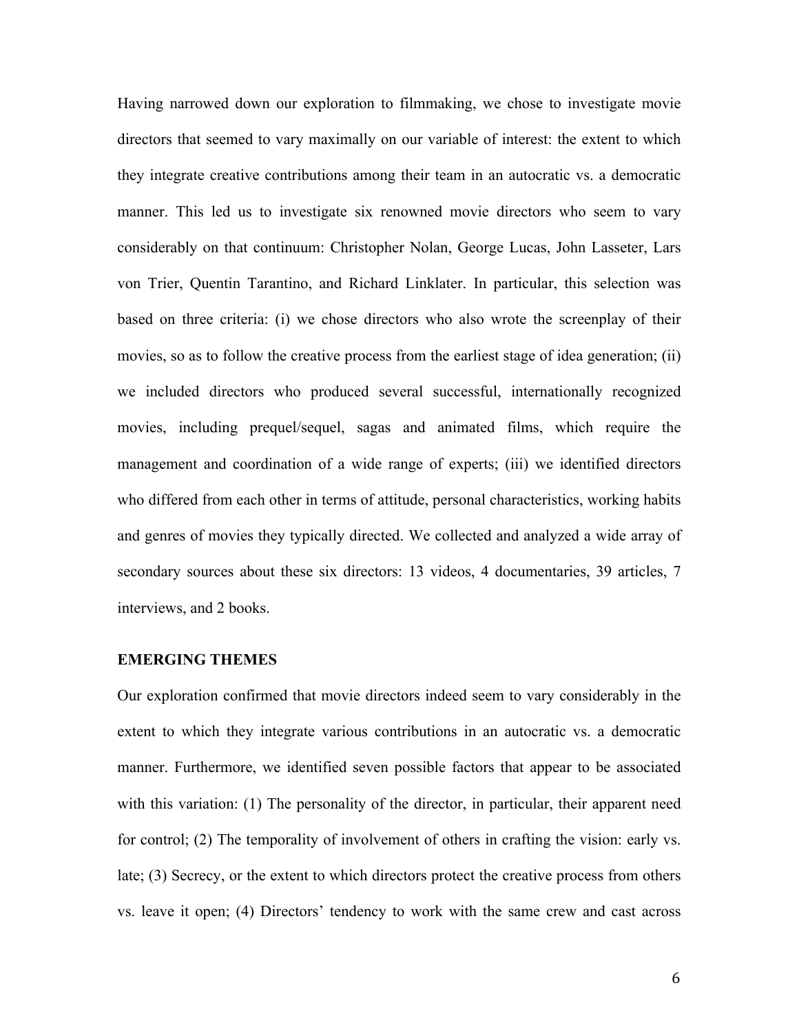Having narrowed down our exploration to filmmaking, we chose to investigate movie directors that seemed to vary maximally on our variable of interest: the extent to which they integrate creative contributions among their team in an autocratic vs. a democratic manner. This led us to investigate six renowned movie directors who seem to vary considerably on that continuum: Christopher Nolan, George Lucas, John Lasseter, Lars von Trier, Quentin Tarantino, and Richard Linklater. In particular, this selection was based on three criteria: (i) we chose directors who also wrote the screenplay of their movies, so as to follow the creative process from the earliest stage of idea generation; (ii) we included directors who produced several successful, internationally recognized movies, including prequel/sequel, sagas and animated films, which require the management and coordination of a wide range of experts; (iii) we identified directors who differed from each other in terms of attitude, personal characteristics, working habits and genres of movies they typically directed. We collected and analyzed a wide array of secondary sources about these six directors: 13 videos, 4 documentaries, 39 articles, 7 interviews, and 2 books.

## EMERGING THEMES

Our exploration confirmed that movie directors indeed seem to vary considerably in the extent to which they integrate various contributions in an autocratic vs. a democratic manner. Furthermore, we identified seven possible factors that appear to be associated with this variation: (1) The personality of the director, in particular, their apparent need for control; (2) The temporality of involvement of others in crafting the vision: early vs. late; (3) Secrecy, or the extent to which directors protect the creative process from others vs. leave it open; (4) Directors' tendency to work with the same crew and cast across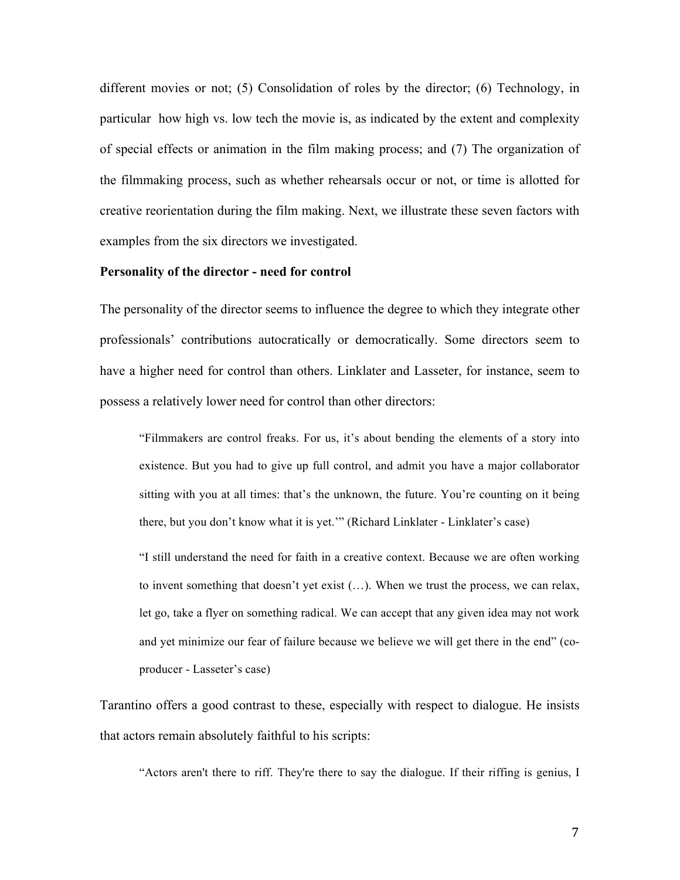different movies or not; (5) Consolidation of roles by the director; (6) Technology, in particular how high vs. low tech the movie is, as indicated by the extent and complexity of special effects or animation in the film making process; and (7) The organization of the filmmaking process, such as whether rehearsals occur or not, or time is allotted for creative reorientation during the film making. Next, we illustrate these seven factors with examples from the six directors we investigated.

**Personality of the director - need for control**

The personality of the director seems to influence the degree to which they integrate other professionals' contributions autocratically or democratically. Some directors seem to have a higher need for control than others. Linklater and Lasseter, for instance, seem to possess a relatively lower need for control than other directors:

> "Filmmakers are control freaks. For us, it's about bending the elements of a story into existence. But you had to give up full control, and admit you have a major collaborator sitting with you at all times: that's the unknown, the future. You're counting on it being there, but you don't know what it is yet.'" (Richard Linklater - Linklater's case)

> "I still understand the need for faith in a creative context. Because we are often working to invent something that doesn't yet exist (…). When we trust the process, we can relax, let go, take a flyer on something radical. We can accept that any given idea may not work and yet minimize our fear of failure because we believe we will get there in the end" (co-producer - Lasseter's case)

Tarantino offers a good contrast to these, especially with respect to dialogue. He insists that actors remain absolutely faithful to his scripts:

> "Actors aren't there to riff. They're there to say the dialogue. If their riffing is genius, I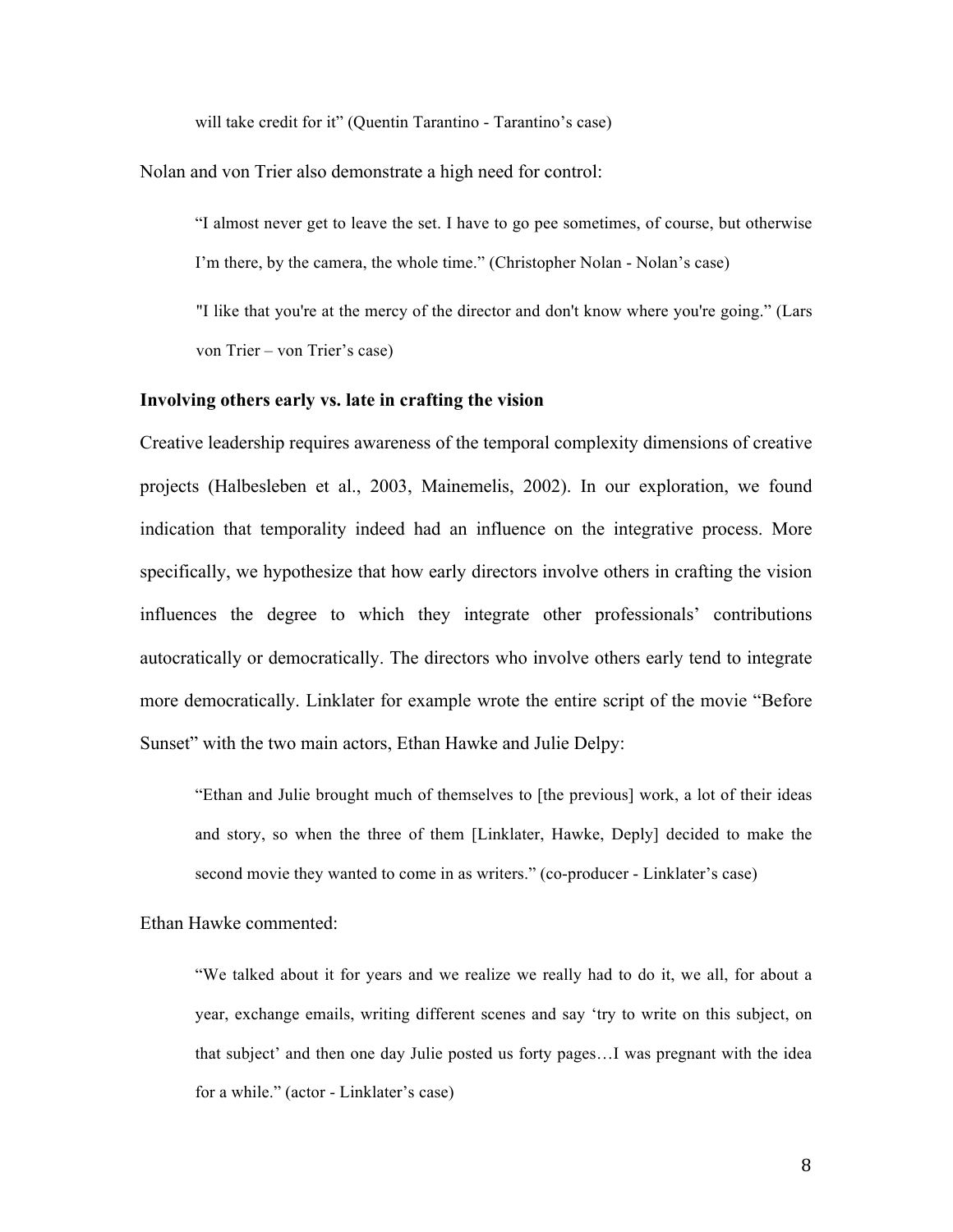> will take credit for it" (Quentin Tarantino - Tarantino's case)

Nolan and von Trier also demonstrate a high need for control:

> "I almost never get to leave the set. I have to go pee sometimes, of course, but otherwise I'm there, by the camera, the whole time." (Christopher Nolan - Nolan's case)

> "I like that you're at the mercy of the director and don't know where you're going." (Lars von Trier – von Trier's case)

**Involving others early vs. late in crafting the vision**

Creative leadership requires awareness of the temporal complexity dimensions of creative projects (Halbesleben et al., 2003, Mainemelis, 2002). In our exploration, we found indication that temporality indeed had an influence on the integrative process. More specifically, we hypothesize that how early directors involve others in crafting the vision influences the degree to which they integrate other professionals' contributions autocratically or democratically. The directors who involve others early tend to integrate more democratically. Linklater for example wrote the entire script of the movie "Before Sunset" with the two main actors, Ethan Hawke and Julie Delpy:

> "Ethan and Julie brought much of themselves to [the previous] work, a lot of their ideas and story, so when the three of them [Linklater, Hawke, Deply] decided to make the second movie they wanted to come in as writers." (co-producer - Linklater's case)

Ethan Hawke commented:

> "We talked about it for years and we realize we really had to do it, we all, for about a year, exchange emails, writing different scenes and say 'try to write on this subject, on that subject' and then one day Julie posted us forty pages…I was pregnant with the idea for a while." (actor - Linklater's case)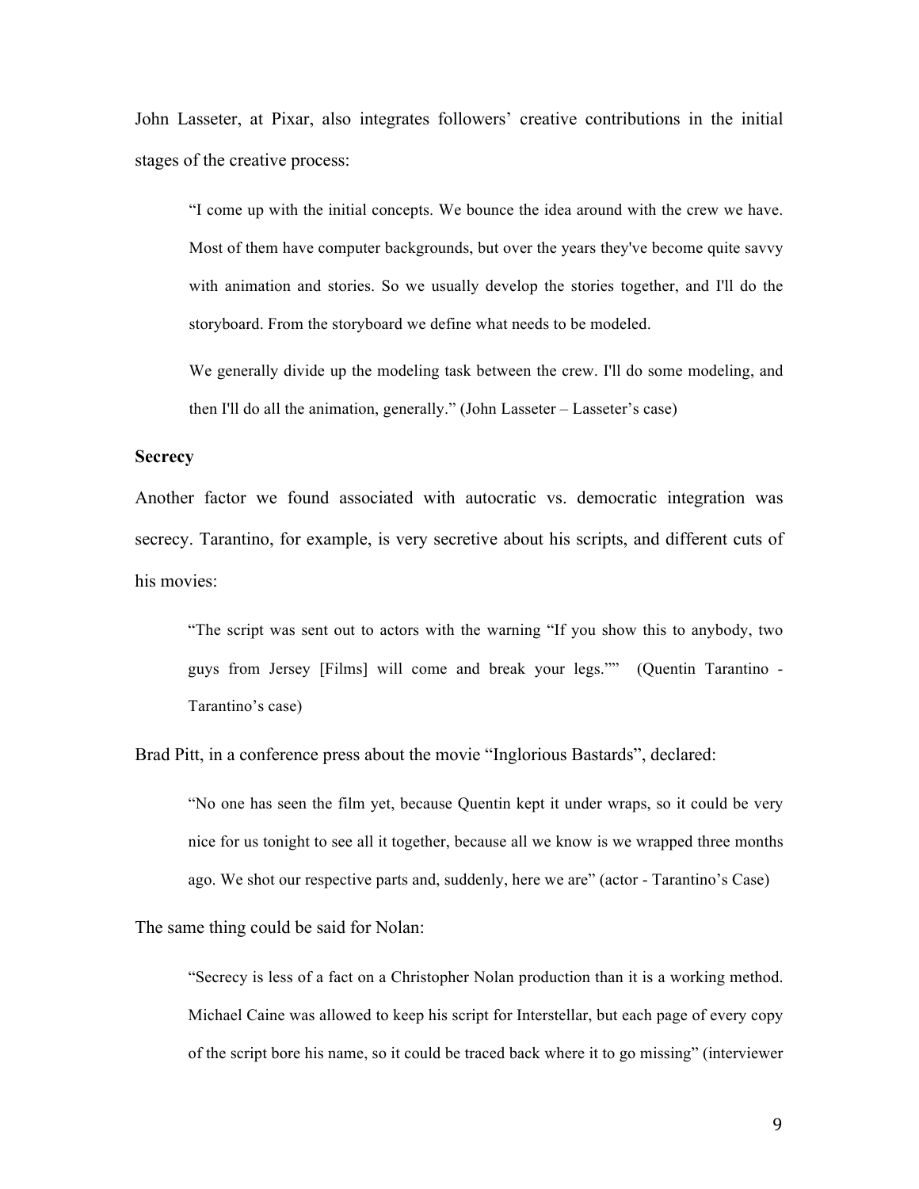John Lasseter, at Pixar, also integrates followers' creative contributions in the initial stages of the creative process:

> "I come up with the initial concepts. We bounce the idea around with the crew we have. Most of them have computer backgrounds, but over the years they've become quite savvy with animation and stories. So we usually develop the stories together, and I'll do the storyboard. From the storyboard we define what needs to be modeled.
>
> We generally divide up the modeling task between the crew. I'll do some modeling, and then I'll do all the animation, generally." (John Lasseter – Lasseter's case)

**Secrecy**

Another factor we found associated with autocratic vs. democratic integration was secrecy. Tarantino, for example, is very secretive about his scripts, and different cuts of his movies:

> "The script was sent out to actors with the warning "If you show this to anybody, two guys from Jersey [Films] will come and break your legs."" (Quentin Tarantino - Tarantino's case)

Brad Pitt, in a conference press about the movie "Inglorious Bastards", declared:

> "No one has seen the film yet, because Quentin kept it under wraps, so it could be very nice for us tonight to see all it together, because all we know is we wrapped three months ago. We shot our respective parts and, suddenly, here we are" (actor - Tarantino's Case)

The same thing could be said for Nolan:

> "Secrecy is less of a fact on a Christopher Nolan production than it is a working method. Michael Caine was allowed to keep his script for Interstellar, but each page of every copy of the script bore his name, so it could be traced back where it to go missing" (interviewer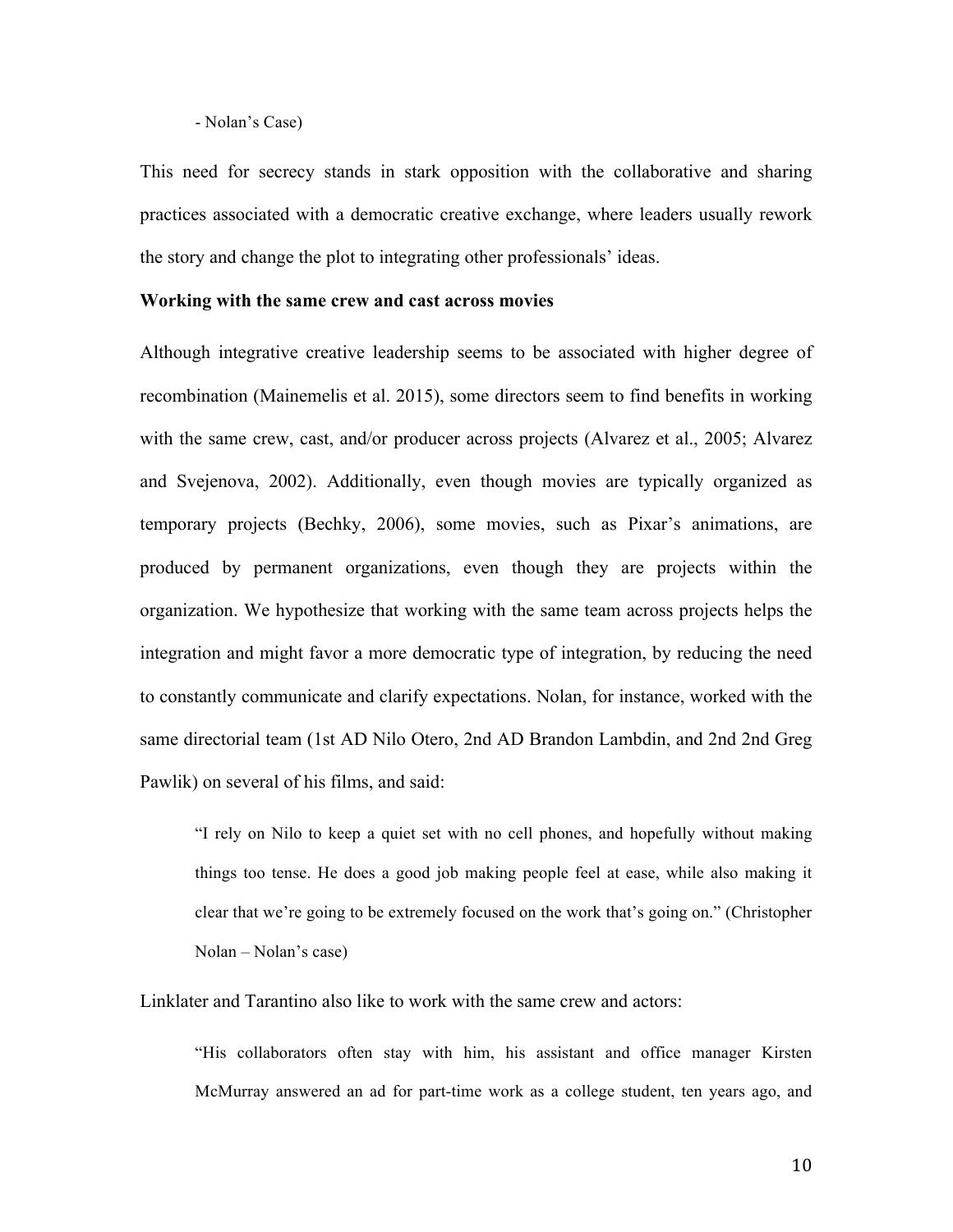- Nolan's Case)

This need for secrecy stands in stark opposition with the collaborative and sharing practices associated with a democratic creative exchange, where leaders usually rework the story and change the plot to integrating other professionals' ideas.

**Working with the same crew and cast across movies**

Although integrative creative leadership seems to be associated with higher degree of recombination (Mainemelis et al. 2015), some directors seem to find benefits in working with the same crew, cast, and/or producer across projects (Alvarez et al., 2005; Alvarez and Svejenova, 2002). Additionally, even though movies are typically organized as temporary projects (Bechky, 2006), some movies, such as Pixar's animations, are produced by permanent organizations, even though they are projects within the organization. We hypothesize that working with the same team across projects helps the integration and might favor a more democratic type of integration, by reducing the need to constantly communicate and clarify expectations. Nolan, for instance, worked with the same directorial team (1st AD Nilo Otero, 2nd AD Brandon Lambdin, and 2nd 2nd Greg Pawlik) on several of his films, and said:

> "I rely on Nilo to keep a quiet set with no cell phones, and hopefully without making things too tense. He does a good job making people feel at ease, while also making it clear that we're going to be extremely focused on the work that's going on." (Christopher Nolan – Nolan's case)

Linklater and Tarantino also like to work with the same crew and actors:

> "His collaborators often stay with him, his assistant and office manager Kirsten McMurray answered an ad for part-time work as a college student, ten years ago, and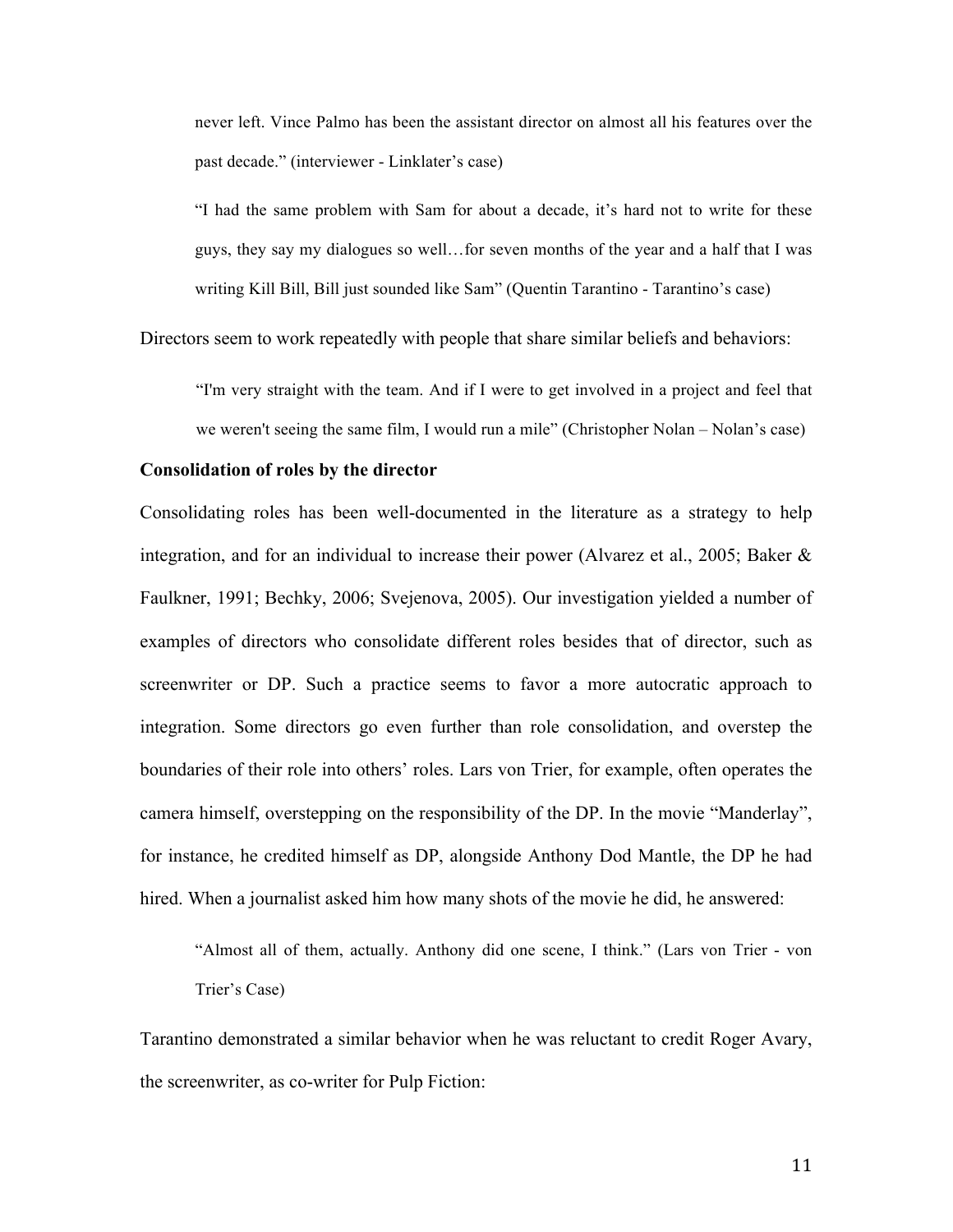> never left. Vince Palmo has been the assistant director on almost all his features over the past decade." (interviewer - Linklater's case)

> "I had the same problem with Sam for about a decade, it's hard not to write for these guys, they say my dialogues so well…for seven months of the year and a half that I was writing Kill Bill, Bill just sounded like Sam" (Quentin Tarantino - Tarantino's case)

Directors seem to work repeatedly with people that share similar beliefs and behaviors:

> "I'm very straight with the team. And if I were to get involved in a project and feel that we weren't seeing the same film, I would run a mile" (Christopher Nolan – Nolan's case)

**Consolidation of roles by the director**

Consolidating roles has been well-documented in the literature as a strategy to help integration, and for an individual to increase their power (Alvarez et al., 2005; Baker & Faulkner, 1991; Bechky, 2006; Svejenova, 2005). Our investigation yielded a number of examples of directors who consolidate different roles besides that of director, such as screenwriter or DP. Such a practice seems to favor a more autocratic approach to integration. Some directors go even further than role consolidation, and overstep the boundaries of their role into others' roles. Lars von Trier, for example, often operates the camera himself, overstepping on the responsibility of the DP. In the movie "Manderlay", for instance, he credited himself as DP, alongside Anthony Dod Mantle, the DP he had hired. When a journalist asked him how many shots of the movie he did, he answered:

> "Almost all of them, actually. Anthony did one scene, I think." (Lars von Trier - von Trier's Case)

Tarantino demonstrated a similar behavior when he was reluctant to credit Roger Avary, the screenwriter, as co-writer for Pulp Fiction: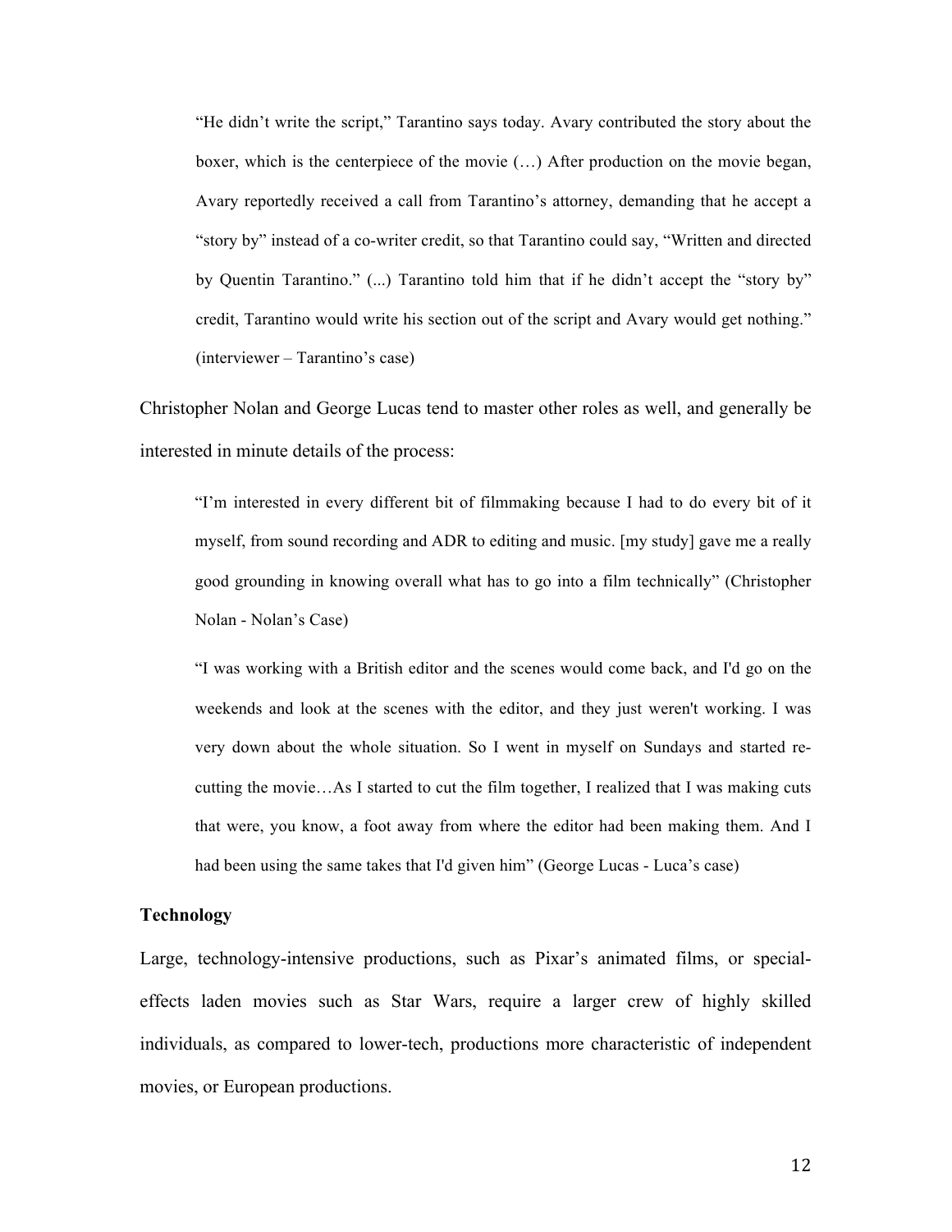> "He didn't write the script," Tarantino says today. Avary contributed the story about the boxer, which is the centerpiece of the movie (…) After production on the movie began, Avary reportedly received a call from Tarantino's attorney, demanding that he accept a "story by" instead of a co-writer credit, so that Tarantino could say, "Written and directed by Quentin Tarantino." (...) Tarantino told him that if he didn't accept the "story by" credit, Tarantino would write his section out of the script and Avary would get nothing." (interviewer – Tarantino's case)

Christopher Nolan and George Lucas tend to master other roles as well, and generally be interested in minute details of the process:

> "I'm interested in every different bit of filmmaking because I had to do every bit of it myself, from sound recording and ADR to editing and music. [my study] gave me a really good grounding in knowing overall what has to go into a film technically" (Christopher Nolan - Nolan's Case)

> "I was working with a British editor and the scenes would come back, and I'd go on the weekends and look at the scenes with the editor, and they just weren't working. I was very down about the whole situation. So I went in myself on Sundays and started re-cutting the movie…As I started to cut the film together, I realized that I was making cuts that were, you know, a foot away from where the editor had been making them. And I had been using the same takes that I'd given him" (George Lucas - Luca's case)

**Technology**

Large, technology-intensive productions, such as Pixar's animated films, or special-effects laden movies such as Star Wars, require a larger crew of highly skilled individuals, as compared to lower-tech, productions more characteristic of independent movies, or European productions.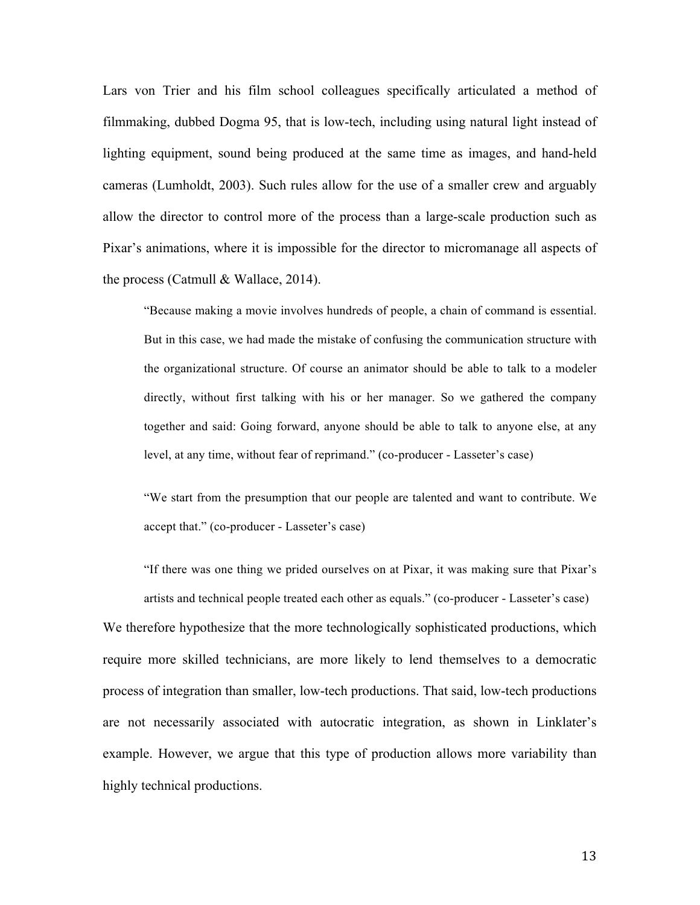Lars von Trier and his film school colleagues specifically articulated a method of filmmaking, dubbed Dogma 95, that is low-tech, including using natural light instead of lighting equipment, sound being produced at the same time as images, and hand-held cameras (Lumholdt, 2003). Such rules allow for the use of a smaller crew and arguably allow the director to control more of the process than a large-scale production such as Pixar's animations, where it is impossible for the director to micromanage all aspects of the process (Catmull & Wallace, 2014).

> "Because making a movie involves hundreds of people, a chain of command is essential. But in this case, we had made the mistake of confusing the communication structure with the organizational structure. Of course an animator should be able to talk to a modeler directly, without first talking with his or her manager. So we gathered the company together and said: Going forward, anyone should be able to talk to anyone else, at any level, at any time, without fear of reprimand." (co-producer - Lasseter's case)

> "We start from the presumption that our people are talented and want to contribute. We accept that." (co-producer - Lasseter's case)

> "If there was one thing we prided ourselves on at Pixar, it was making sure that Pixar's artists and technical people treated each other as equals." (co-producer - Lasseter's case)

We therefore hypothesize that the more technologically sophisticated productions, which require more skilled technicians, are more likely to lend themselves to a democratic process of integration than smaller, low-tech productions. That said, low-tech productions are not necessarily associated with autocratic integration, as shown in Linklater's example. However, we argue that this type of production allows more variability than highly technical productions.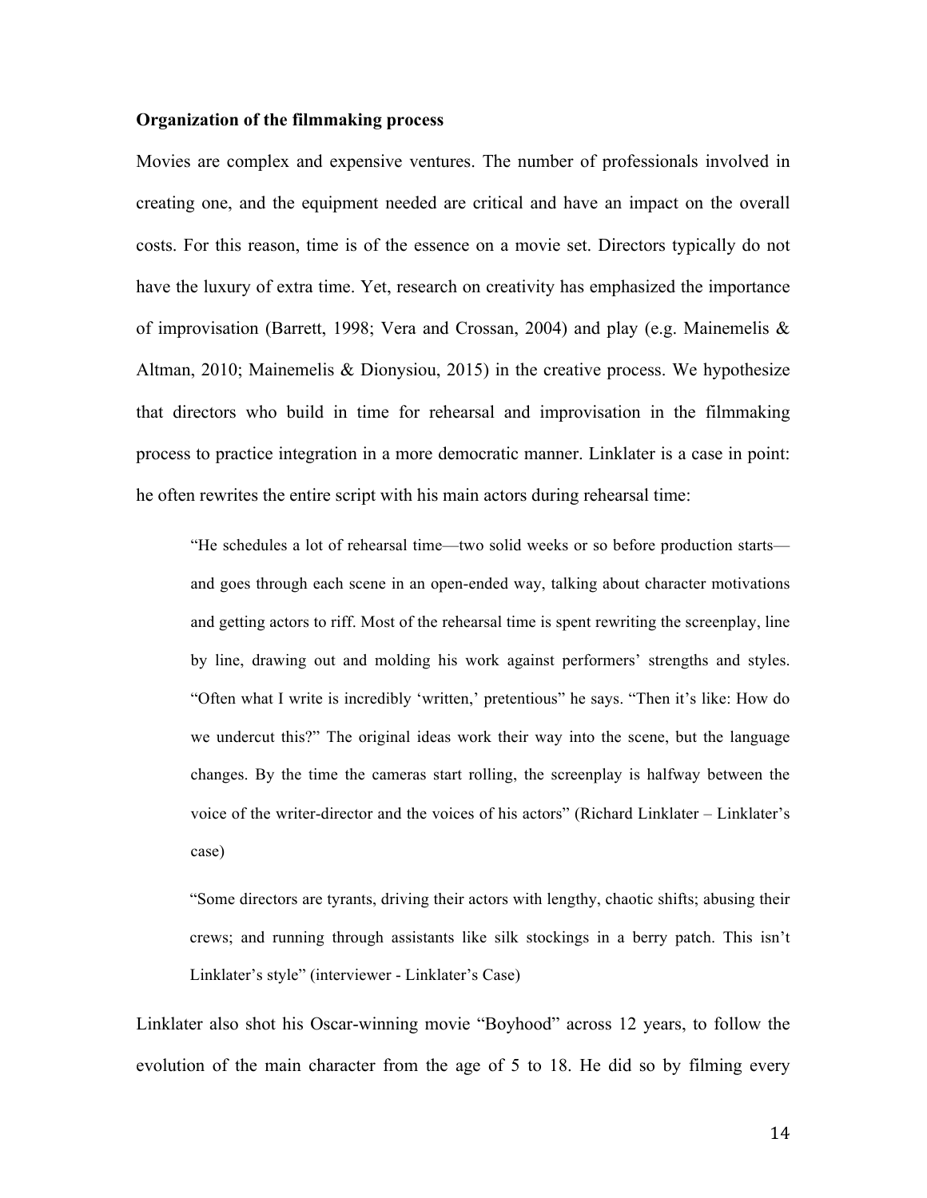**Organization of the filmmaking process**

Movies are complex and expensive ventures. The number of professionals involved in creating one, and the equipment needed are critical and have an impact on the overall costs. For this reason, time is of the essence on a movie set. Directors typically do not have the luxury of extra time. Yet, research on creativity has emphasized the importance of improvisation (Barrett, 1998; Vera and Crossan, 2004) and play (e.g. Mainemelis & Altman, 2010; Mainemelis & Dionysiou, 2015) in the creative process. We hypothesize that directors who build in time for rehearsal and improvisation in the filmmaking process to practice integration in a more democratic manner. Linklater is a case in point: he often rewrites the entire script with his main actors during rehearsal time:

> "He schedules a lot of rehearsal time—two solid weeks or so before production starts—and goes through each scene in an open-ended way, talking about character motivations and getting actors to riff. Most of the rehearsal time is spent rewriting the screenplay, line by line, drawing out and molding his work against performers' strengths and styles. "Often what I write is incredibly 'written,' pretentious" he says. "Then it's like: How do we undercut this?" The original ideas work their way into the scene, but the language changes. By the time the cameras start rolling, the screenplay is halfway between the voice of the writer-director and the voices of his actors" (Richard Linklater – Linklater's case)

> "Some directors are tyrants, driving their actors with lengthy, chaotic shifts; abusing their crews; and running through assistants like silk stockings in a berry patch. This isn't Linklater's style" (interviewer - Linklater's Case)

Linklater also shot his Oscar-winning movie "Boyhood" across 12 years, to follow the evolution of the main character from the age of 5 to 18. He did so by filming every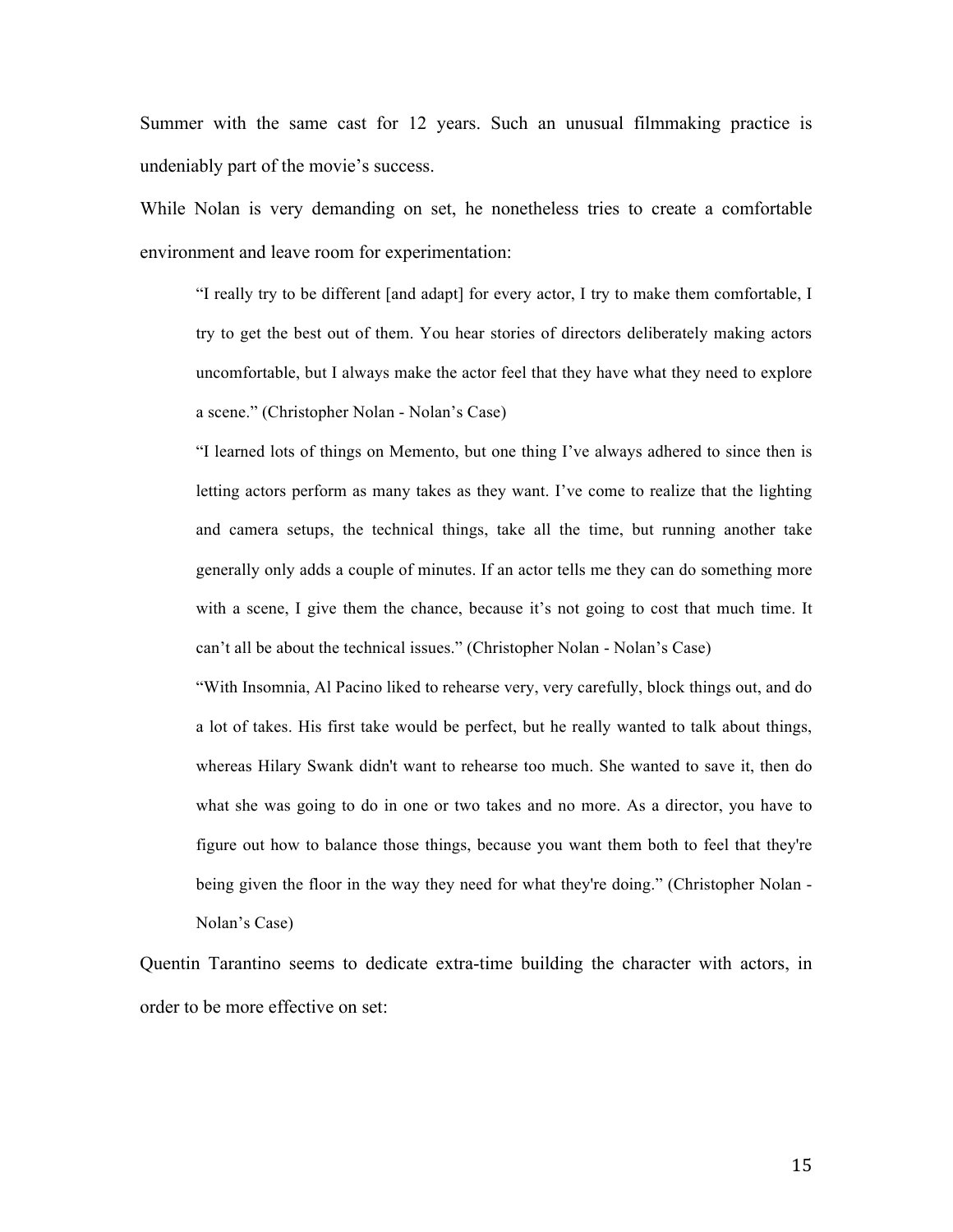Summer with the same cast for 12 years. Such an unusual filmmaking practice is undeniably part of the movie's success.

While Nolan is very demanding on set, he nonetheless tries to create a comfortable environment and leave room for experimentation:

> "I really try to be different [and adapt] for every actor, I try to make them comfortable, I try to get the best out of them. You hear stories of directors deliberately making actors uncomfortable, but I always make the actor feel that they have what they need to explore a scene." (Christopher Nolan - Nolan's Case)
>
> "I learned lots of things on Memento, but one thing I've always adhered to since then is letting actors perform as many takes as they want. I've come to realize that the lighting and camera setups, the technical things, take all the time, but running another take generally only adds a couple of minutes. If an actor tells me they can do something more with a scene, I give them the chance, because it's not going to cost that much time. It can't all be about the technical issues." (Christopher Nolan - Nolan's Case)
>
> "With Insomnia, Al Pacino liked to rehearse very, very carefully, block things out, and do a lot of takes. His first take would be perfect, but he really wanted to talk about things, whereas Hilary Swank didn't want to rehearse too much. She wanted to save it, then do what she was going to do in one or two takes and no more. As a director, you have to figure out how to balance those things, because you want them both to feel that they're being given the floor in the way they need for what they're doing." (Christopher Nolan - Nolan's Case)

Quentin Tarantino seems to dedicate extra-time building the character with actors, in order to be more effective on set: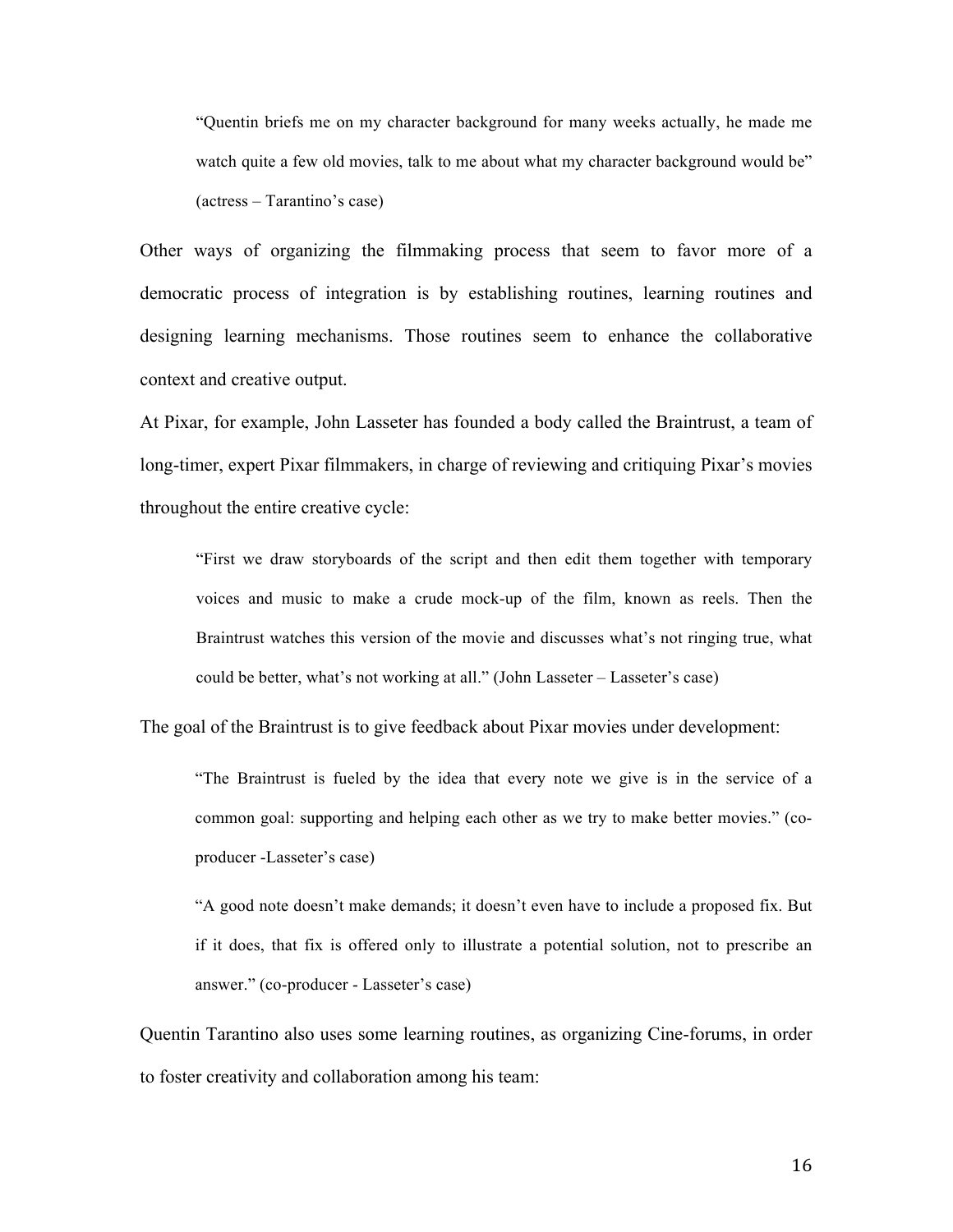> "Quentin briefs me on my character background for many weeks actually, he made me watch quite a few old movies, talk to me about what my character background would be" (actress – Tarantino's case)

Other ways of organizing the filmmaking process that seem to favor more of a democratic process of integration is by establishing routines, learning routines and designing learning mechanisms. Those routines seem to enhance the collaborative context and creative output.

At Pixar, for example, John Lasseter has founded a body called the Braintrust, a team of long-timer, expert Pixar filmmakers, in charge of reviewing and critiquing Pixar's movies throughout the entire creative cycle:

> "First we draw storyboards of the script and then edit them together with temporary voices and music to make a crude mock-up of the film, known as reels. Then the Braintrust watches this version of the movie and discusses what's not ringing true, what could be better, what's not working at all." (John Lasseter – Lasseter's case)

The goal of the Braintrust is to give feedback about Pixar movies under development:

> "The Braintrust is fueled by the idea that every note we give is in the service of a common goal: supporting and helping each other as we try to make better movies." (co-producer -Lasseter's case)

> "A good note doesn't make demands; it doesn't even have to include a proposed fix. But if it does, that fix is offered only to illustrate a potential solution, not to prescribe an answer." (co-producer - Lasseter's case)

Quentin Tarantino also uses some learning routines, as organizing Cine-forums, in order to foster creativity and collaboration among his team: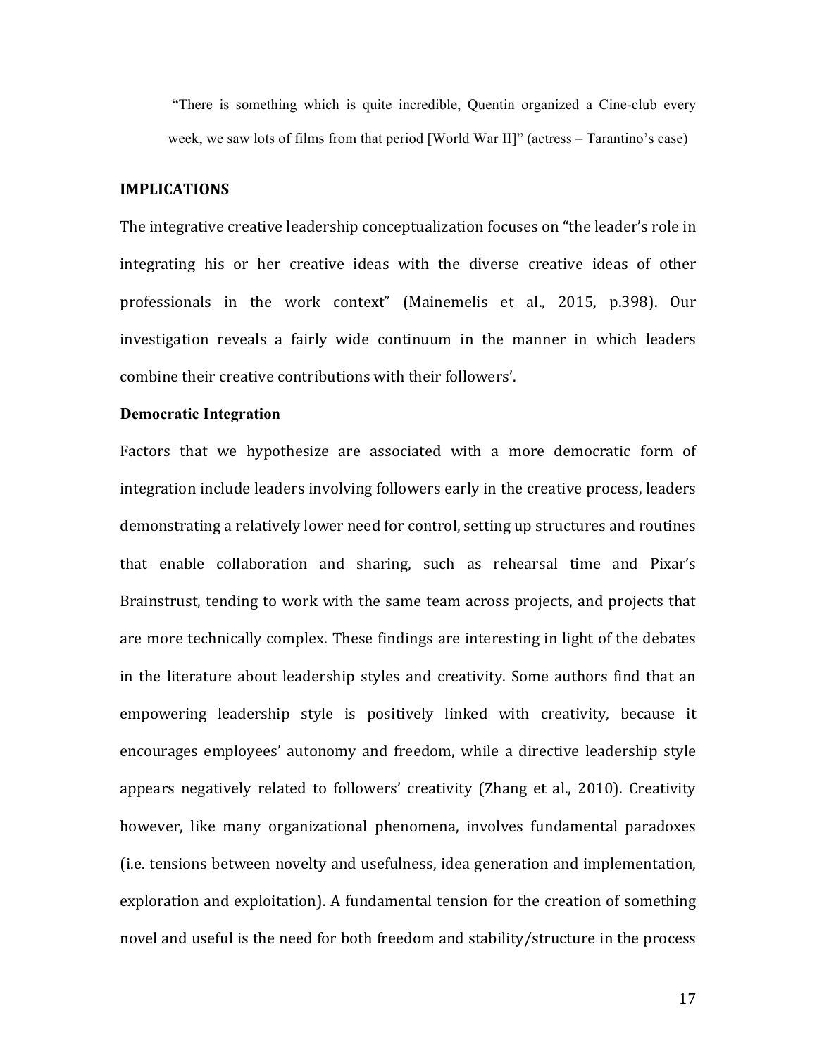> "There is something which is quite incredible, Quentin organized a Cine-club every week, we saw lots of films from that period [World War II]" (actress – Tarantino's case)

## IMPLICATIONS

The integrative creative leadership conceptualization focuses on "the leader's role in integrating his or her creative ideas with the diverse creative ideas of other professionals in the work context" (Mainemelis et al., 2015, p.398). Our investigation reveals a fairly wide continuum in the manner in which leaders combine their creative contributions with their followers'.

### Democratic Integration

Factors that we hypothesize are associated with a more democratic form of integration include leaders involving followers early in the creative process, leaders demonstrating a relatively lower need for control, setting up structures and routines that enable collaboration and sharing, such as rehearsal time and Pixar's Brainstrust, tending to work with the same team across projects, and projects that are more technically complex. These findings are interesting in light of the debates in the literature about leadership styles and creativity. Some authors find that an empowering leadership style is positively linked with creativity, because it encourages employees' autonomy and freedom, while a directive leadership style appears negatively related to followers' creativity (Zhang et al., 2010). Creativity however, like many organizational phenomena, involves fundamental paradoxes (i.e. tensions between novelty and usefulness, idea generation and implementation, exploration and exploitation). A fundamental tension for the creation of something novel and useful is the need for both freedom and stability/structure in the process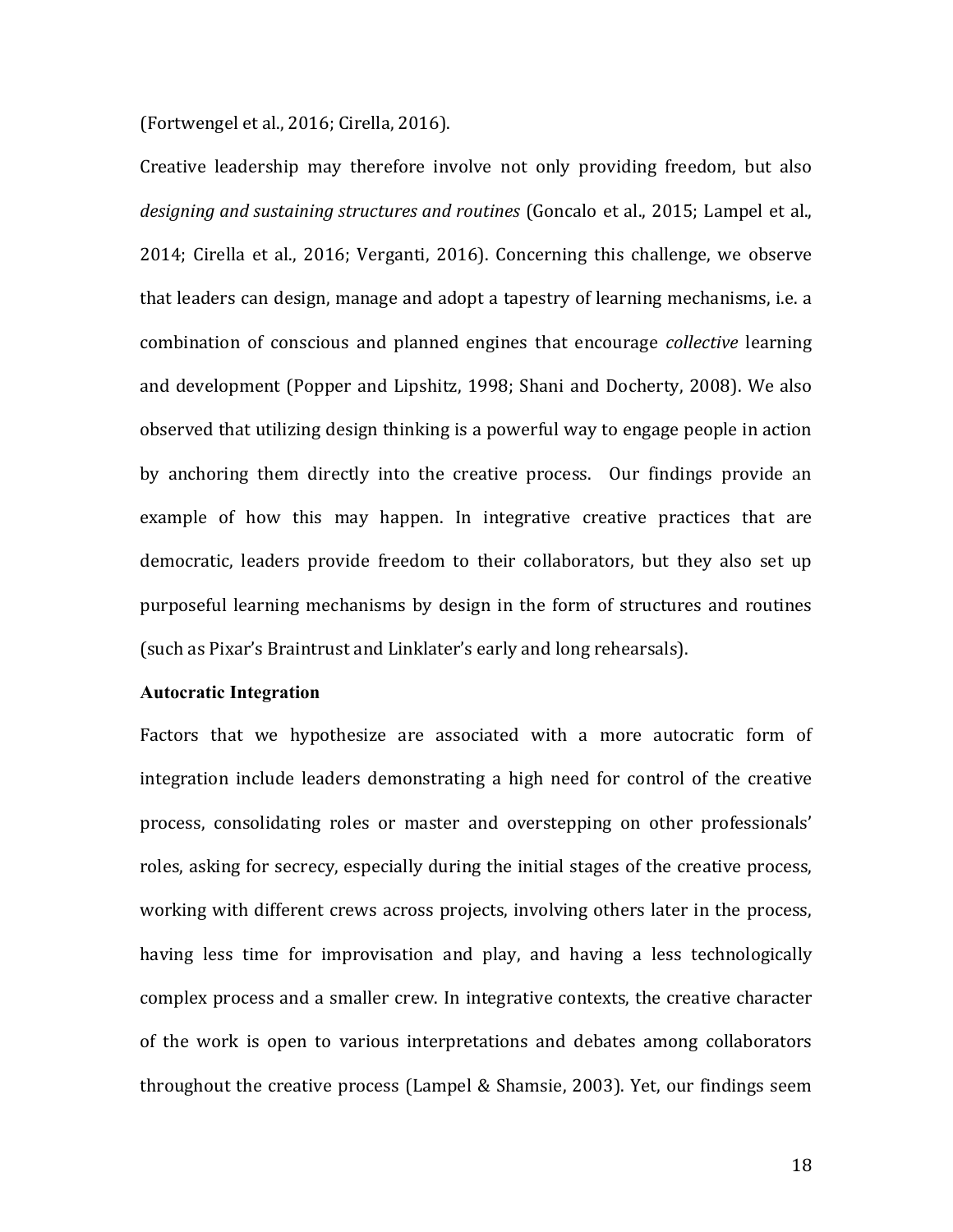(Fortwengel et al., 2016; Cirella, 2016).

Creative leadership may therefore involve not only providing freedom, but also *designing and sustaining structures and routines* (Goncalo et al., 2015; Lampel et al., 2014; Cirella et al., 2016; Verganti, 2016). Concerning this challenge, we observe that leaders can design, manage and adopt a tapestry of learning mechanisms, i.e. a combination of conscious and planned engines that encourage *collective* learning and development (Popper and Lipshitz, 1998; Shani and Docherty, 2008). We also observed that utilizing design thinking is a powerful way to engage people in action by anchoring them directly into the creative process. Our findings provide an example of how this may happen. In integrative creative practices that are democratic, leaders provide freedom to their collaborators, but they also set up purposeful learning mechanisms by design in the form of structures and routines (such as Pixar's Braintrust and Linklater's early and long rehearsals).

**Autocratic Integration**

Factors that we hypothesize are associated with a more autocratic form of integration include leaders demonstrating a high need for control of the creative process, consolidating roles or master and overstepping on other professionals' roles, asking for secrecy, especially during the initial stages of the creative process, working with different crews across projects, involving others later in the process, having less time for improvisation and play, and having a less technologically complex process and a smaller crew. In integrative contexts, the creative character of the work is open to various interpretations and debates among collaborators throughout the creative process (Lampel & Shamsie, 2003). Yet, our findings seem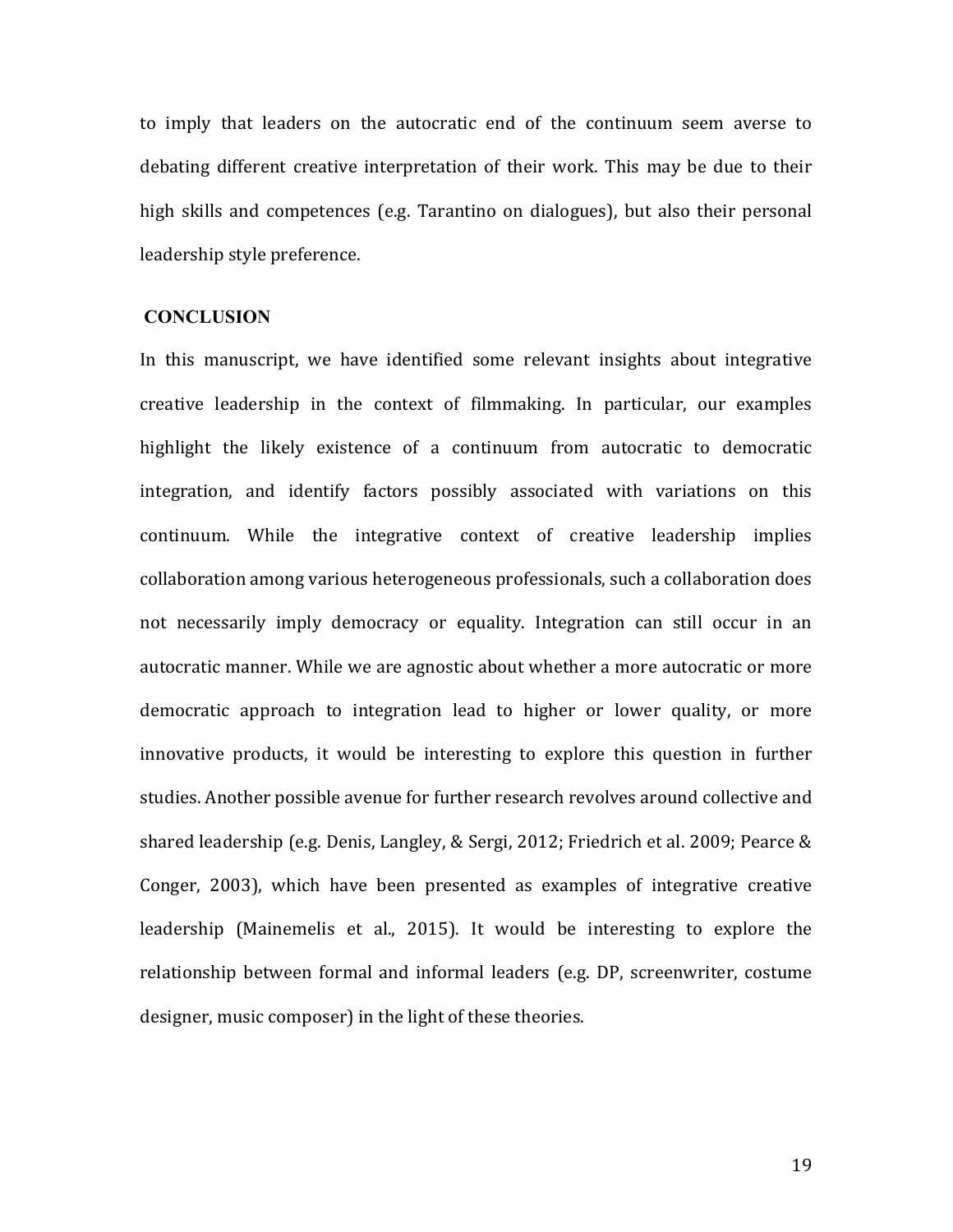to imply that leaders on the autocratic end of the continuum seem averse to debating different creative interpretation of their work. This may be due to their high skills and competences (e.g. Tarantino on dialogues), but also their personal leadership style preference.

## CONCLUSION

In this manuscript, we have identified some relevant insights about integrative creative leadership in the context of filmmaking. In particular, our examples highlight the likely existence of a continuum from autocratic to democratic integration, and identify factors possibly associated with variations on this continuum. While the integrative context of creative leadership implies collaboration among various heterogeneous professionals, such a collaboration does not necessarily imply democracy or equality. Integration can still occur in an autocratic manner. While we are agnostic about whether a more autocratic or more democratic approach to integration lead to higher or lower quality, or more innovative products, it would be interesting to explore this question in further studies. Another possible avenue for further research revolves around collective and shared leadership (e.g. Denis, Langley, & Sergi, 2012; Friedrich et al. 2009; Pearce & Conger, 2003), which have been presented as examples of integrative creative leadership (Mainemelis et al., 2015). It would be interesting to explore the relationship between formal and informal leaders (e.g. DP, screenwriter, costume designer, music composer) in the light of these theories.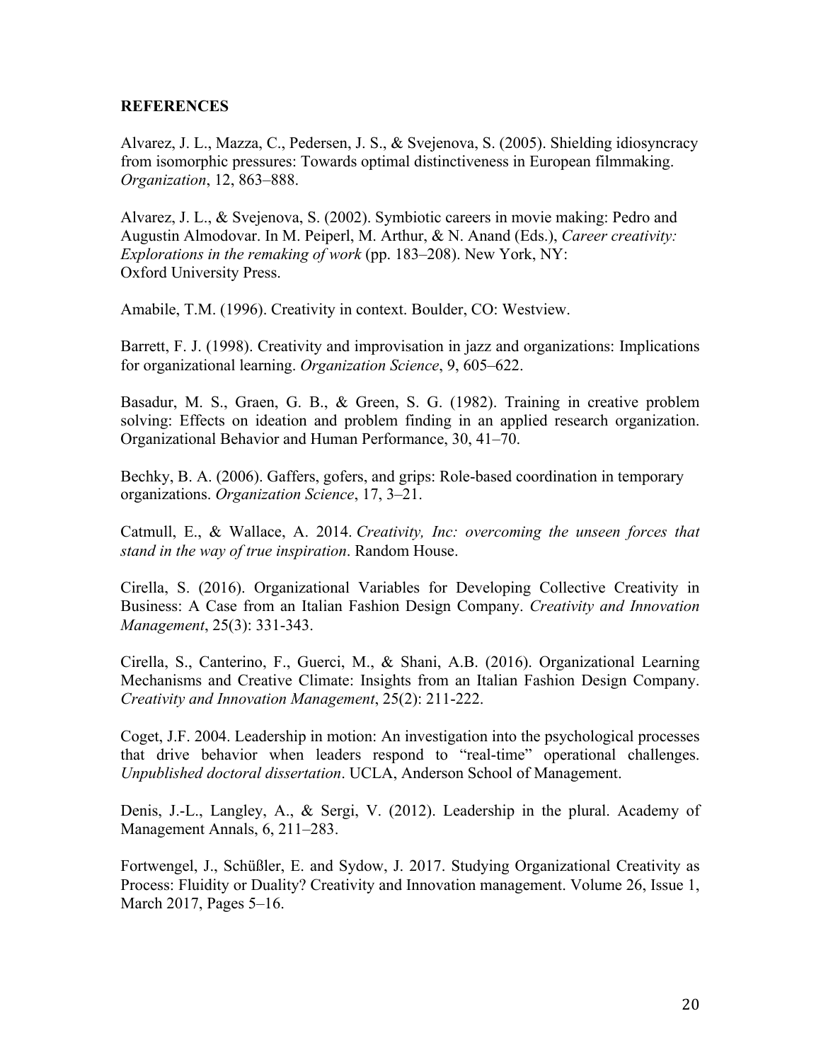**REFERENCES**

Alvarez, J. L., Mazza, C., Pedersen, J. S., & Svejenova, S. (2005). Shielding idiosyncracy from isomorphic pressures: Towards optimal distinctiveness in European filmmaking. *Organization*, 12, 863–888.

Alvarez, J. L., & Svejenova, S. (2002). Symbiotic careers in movie making: Pedro and Augustin Almodovar. In M. Peiperl, M. Arthur, & N. Anand (Eds.), *Career creativity: Explorations in the remaking of work* (pp. 183–208). New York, NY: Oxford University Press.

Amabile, T.M. (1996). Creativity in context. Boulder, CO: Westview.

Barrett, F. J. (1998). Creativity and improvisation in jazz and organizations: Implications for organizational learning. *Organization Science*, 9, 605–622.

Basadur, M. S., Graen, G. B., & Green, S. G. (1982). Training in creative problem solving: Effects on ideation and problem finding in an applied research organization. Organizational Behavior and Human Performance, 30, 41–70.

Bechky, B. A. (2006). Gaffers, gofers, and grips: Role-based coordination in temporary organizations. *Organization Science*, 17, 3–21.

Catmull, E., & Wallace, A. 2014. *Creativity, Inc: overcoming the unseen forces that stand in the way of true inspiration*. Random House.

Cirella, S. (2016). Organizational Variables for Developing Collective Creativity in Business: A Case from an Italian Fashion Design Company. *Creativity and Innovation Management*, 25(3): 331-343.

Cirella, S., Canterino, F., Guerci, M., & Shani, A.B. (2016). Organizational Learning Mechanisms and Creative Climate: Insights from an Italian Fashion Design Company. *Creativity and Innovation Management*, 25(2): 211-222.

Coget, J.F. 2004. Leadership in motion: An investigation into the psychological processes that drive behavior when leaders respond to "real-time" operational challenges. *Unpublished doctoral dissertation*. UCLA, Anderson School of Management.

Denis, J.-L., Langley, A., & Sergi, V. (2012). Leadership in the plural. Academy of Management Annals, 6, 211–283.

Fortwengel, J., Schüßler, E. and Sydow, J. 2017. Studying Organizational Creativity as Process: Fluidity or Duality? Creativity and Innovation management. Volume 26, Issue 1, March 2017, Pages 5–16.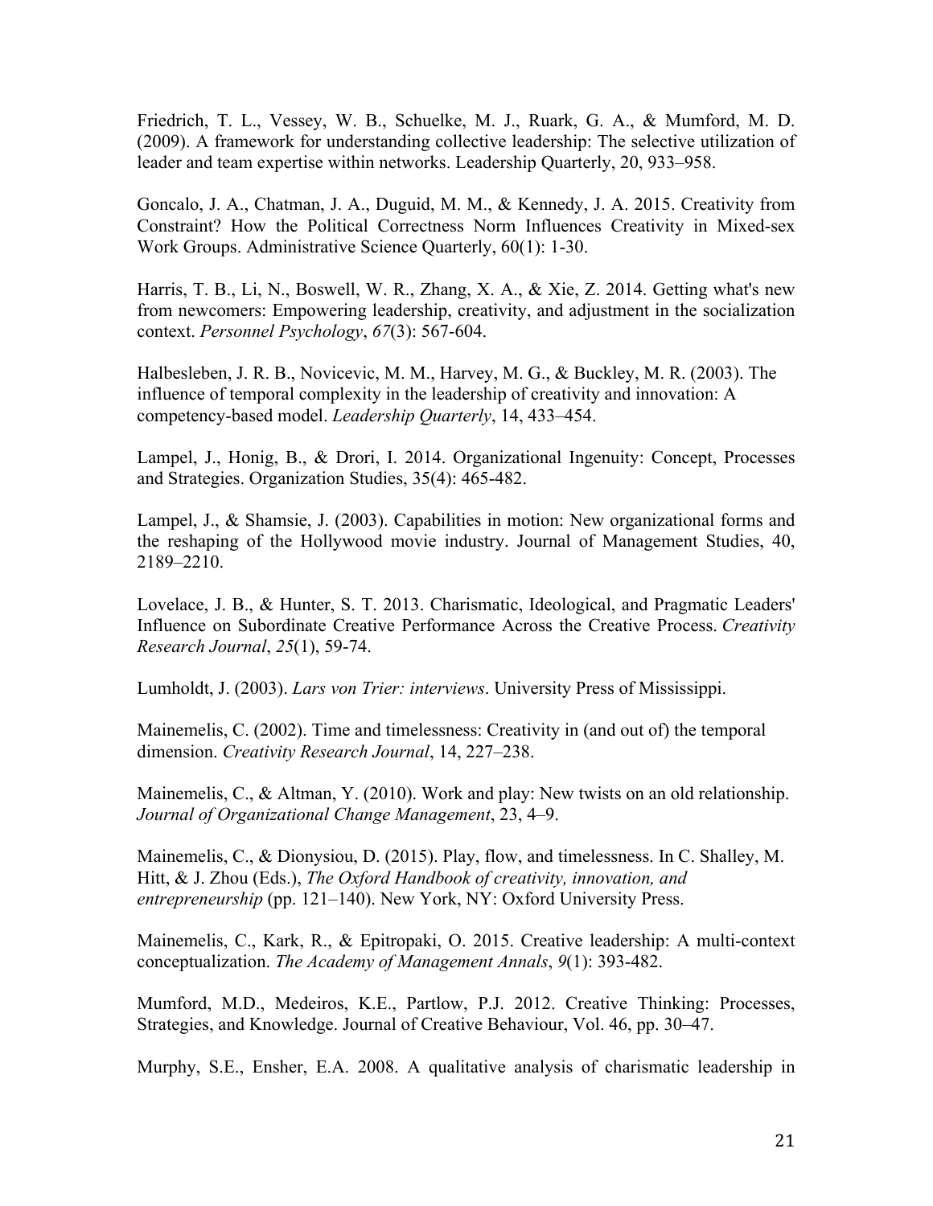Friedrich, T. L., Vessey, W. B., Schuelke, M. J., Ruark, G. A., & Mumford, M. D. (2009). A framework for understanding collective leadership: The selective utilization of leader and team expertise within networks. Leadership Quarterly, 20, 933–958.

Goncalo, J. A., Chatman, J. A., Duguid, M. M., & Kennedy, J. A. 2015. Creativity from Constraint? How the Political Correctness Norm Influences Creativity in Mixed-sex Work Groups. Administrative Science Quarterly, 60(1): 1-30.

Harris, T. B., Li, N., Boswell, W. R., Zhang, X. A., & Xie, Z. 2014. Getting what's new from newcomers: Empowering leadership, creativity, and adjustment in the socialization context. *Personnel Psychology*, *67*(3): 567-604.

Halbesleben, J. R. B., Novicevic, M. M., Harvey, M. G., & Buckley, M. R. (2003). The influence of temporal complexity in the leadership of creativity and innovation: A competency-based model. *Leadership Quarterly*, 14, 433–454.

Lampel, J., Honig, B., & Drori, I. 2014. Organizational Ingenuity: Concept, Processes and Strategies. Organization Studies, 35(4): 465-482.

Lampel, J., & Shamsie, J. (2003). Capabilities in motion: New organizational forms and the reshaping of the Hollywood movie industry. Journal of Management Studies, 40, 2189–2210.

Lovelace, J. B., & Hunter, S. T. 2013. Charismatic, Ideological, and Pragmatic Leaders' Influence on Subordinate Creative Performance Across the Creative Process. *Creativity Research Journal*, *25*(1), 59-74.

Lumholdt, J. (2003). *Lars von Trier: interviews*. University Press of Mississippi.

Mainemelis, C. (2002). Time and timelessness: Creativity in (and out of) the temporal dimension. *Creativity Research Journal*, 14, 227–238.

Mainemelis, C., & Altman, Y. (2010). Work and play: New twists on an old relationship. *Journal of Organizational Change Management*, 23, 4–9.

Mainemelis, C., & Dionysiou, D. (2015). Play, flow, and timelessness. In C. Shalley, M. Hitt, & J. Zhou (Eds.), *The Oxford Handbook of creativity, innovation, and entrepreneurship* (pp. 121–140). New York, NY: Oxford University Press.

Mainemelis, C., Kark, R., & Epitropaki, O. 2015. Creative leadership: A multi-context conceptualization. *The Academy of Management Annals*, *9*(1): 393-482.

Mumford, M.D., Medeiros, K.E., Partlow, P.J. 2012. Creative Thinking: Processes, Strategies, and Knowledge. Journal of Creative Behaviour, Vol. 46, pp. 30–47.

Murphy, S.E., Ensher, E.A. 2008. A qualitative analysis of charismatic leadership in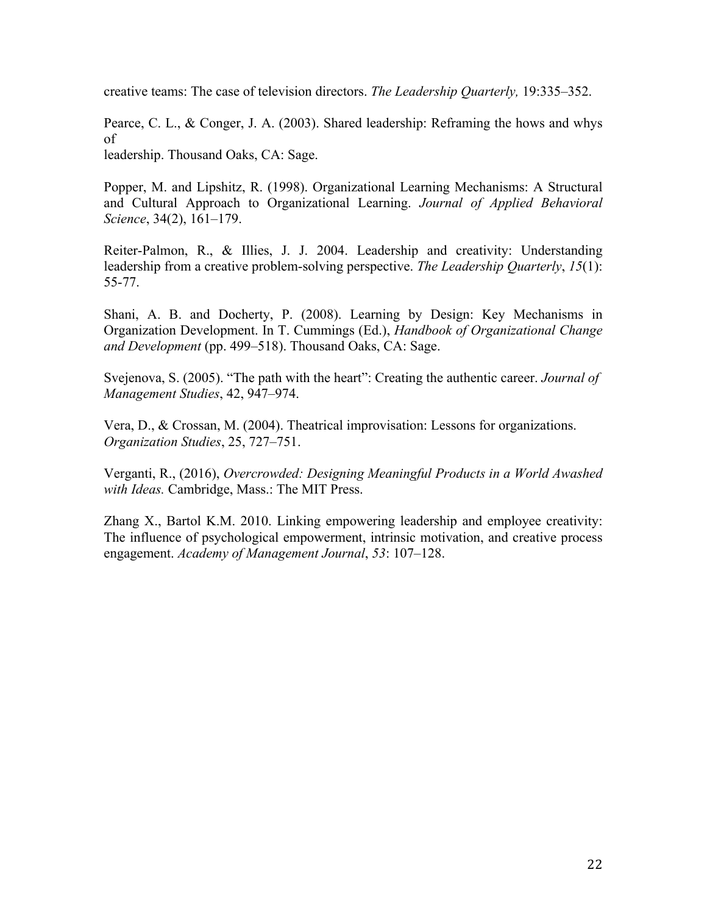creative teams: The case of television directors. *The Leadership Quarterly,* 19:335–352.

Pearce, C. L., & Conger, J. A. (2003). Shared leadership: Reframing the hows and whys of
leadership. Thousand Oaks, CA: Sage.

Popper, M. and Lipshitz, R. (1998). Organizational Learning Mechanisms: A Structural and Cultural Approach to Organizational Learning. *Journal of Applied Behavioral Science*, 34(2), 161–179.

Reiter-Palmon, R., & Illies, J. J. 2004. Leadership and creativity: Understanding leadership from a creative problem-solving perspective. *The Leadership Quarterly*, *15*(1): 55-77.

Shani, A. B. and Docherty, P. (2008). Learning by Design: Key Mechanisms in Organization Development. In T. Cummings (Ed.), *Handbook of Organizational Change and Development* (pp. 499–518). Thousand Oaks, CA: Sage.

Svejenova, S. (2005). "The path with the heart": Creating the authentic career. *Journal of Management Studies*, 42, 947–974.

Vera, D., & Crossan, M. (2004). Theatrical improvisation: Lessons for organizations. *Organization Studies*, 25, 727–751.

Verganti, R., (2016), *Overcrowded: Designing Meaningful Products in a World Awashed with Ideas.* Cambridge, Mass.: The MIT Press.

Zhang X., Bartol K.M. 2010. Linking empowering leadership and employee creativity: The influence of psychological empowerment, intrinsic motivation, and creative process engagement. *Academy of Management Journal*, *53*: 107–128.